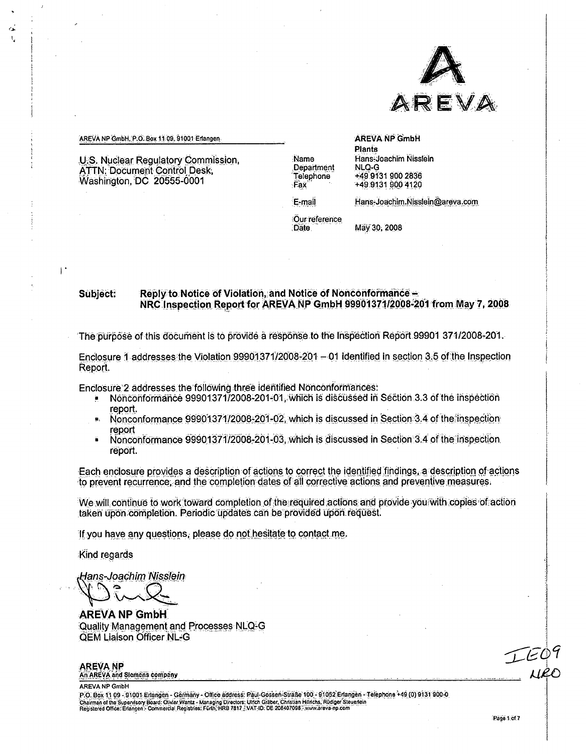AREVA

AREVA NP GmbH, P.O. Box 11 09, 91001 Erlangen

U.S. Nuclear Regulatory Commission,
ATTN: Document Control Desk,
Washington, DC 20555-0001

**AREVA NP GmbH**
**Plants**

| | |
|---|---|
| Name | Hans-Joachim Nisslein |
| Department | NLQ-G |
| Telephone | +49 9131 900 2836 |
| Fax | +49 9131 900 4120 |
| E-mail | Hans-Joachim.Nisslein@areva.com |
| Our reference | |
| Date | May 30, 2008 |

**Subject: Reply to Notice of Violation, and Notice of Nonconformance – NRC Inspection Report for AREVA NP GmbH 99901371/2008-201 from May 7, 2008**

The purpose of this document is to provide a response to the Inspection Report 99901 371/2008-201.

Enclosure 1 addresses the Violation 99901371/2008-201 – 01 identified in section 3.5 of the Inspection Report.

Enclosure 2 addresses the following three identified Nonconformances:

- Nonconformance 99901371/2008-201-01, which is discussed in Section 3.3 of the inspection report.
- Nonconformance 99901371/2008-201-02, which is discussed in Section 3.4 of the inspection report
- Nonconformance 99901371/2008-201-03, which is discussed in Section 3.4 of the inspection report.

Each enclosure provides a description of actions to correct the identified findings, a description of actions to prevent recurrence, and the completion dates of all corrective actions and preventive measures.

We will continue to work toward completion of the required actions and provide you with copies of action taken upon completion. Periodic updates can be provided upon request.

If you have any questions, please do not hesitate to contact me.

Kind regards

*Hans-Joachim Nisslein*

**AREVA NP GmbH**
Quality Management and Processes NLQ-G
QEM Liaison Officer NL-G

IE09
NRO

**AREVA NP**
An AREVA and Siemens company

AREVA NP GmbH
P.O. Box 11 09 - 91001 Erlangen - Germany - Office address: Paul-Gossen-Straße 100 - 91052 Erlangen - Telephone +49 (0) 9131 900-0
Chairman of the Supervisory Board: Oliver Wantz - Managing Directors: Ulrich Gräber, Christian Hillrichs, Rüdiger Steuerlein
Registered Office: Erlangen - Commercial Registries: Fürth, HRB 7817 - VAT-ID: DE 208407098 - www.areva-np.com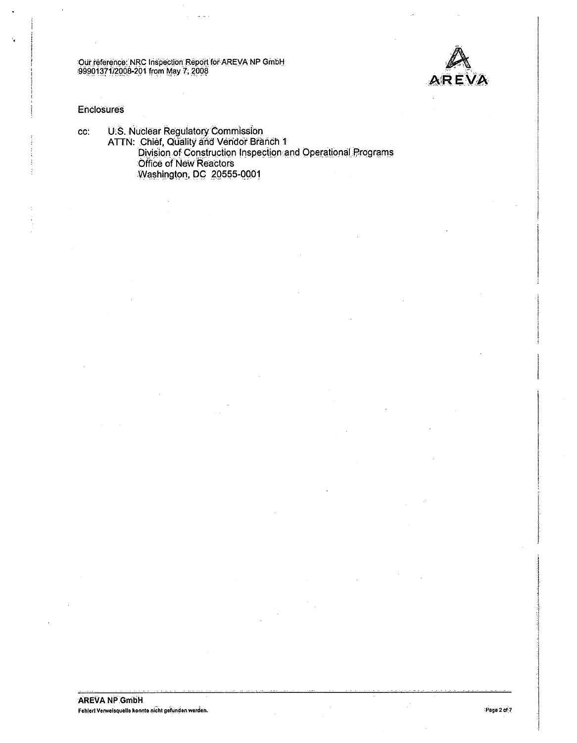Enclosures

cc: U.S. Nuclear Regulatory Commission
ATTN: Chief, Quality and Vendor Branch 1
Division of Construction Inspection and Operational Programs
Office of New Reactors
Washington, DC 20555-0001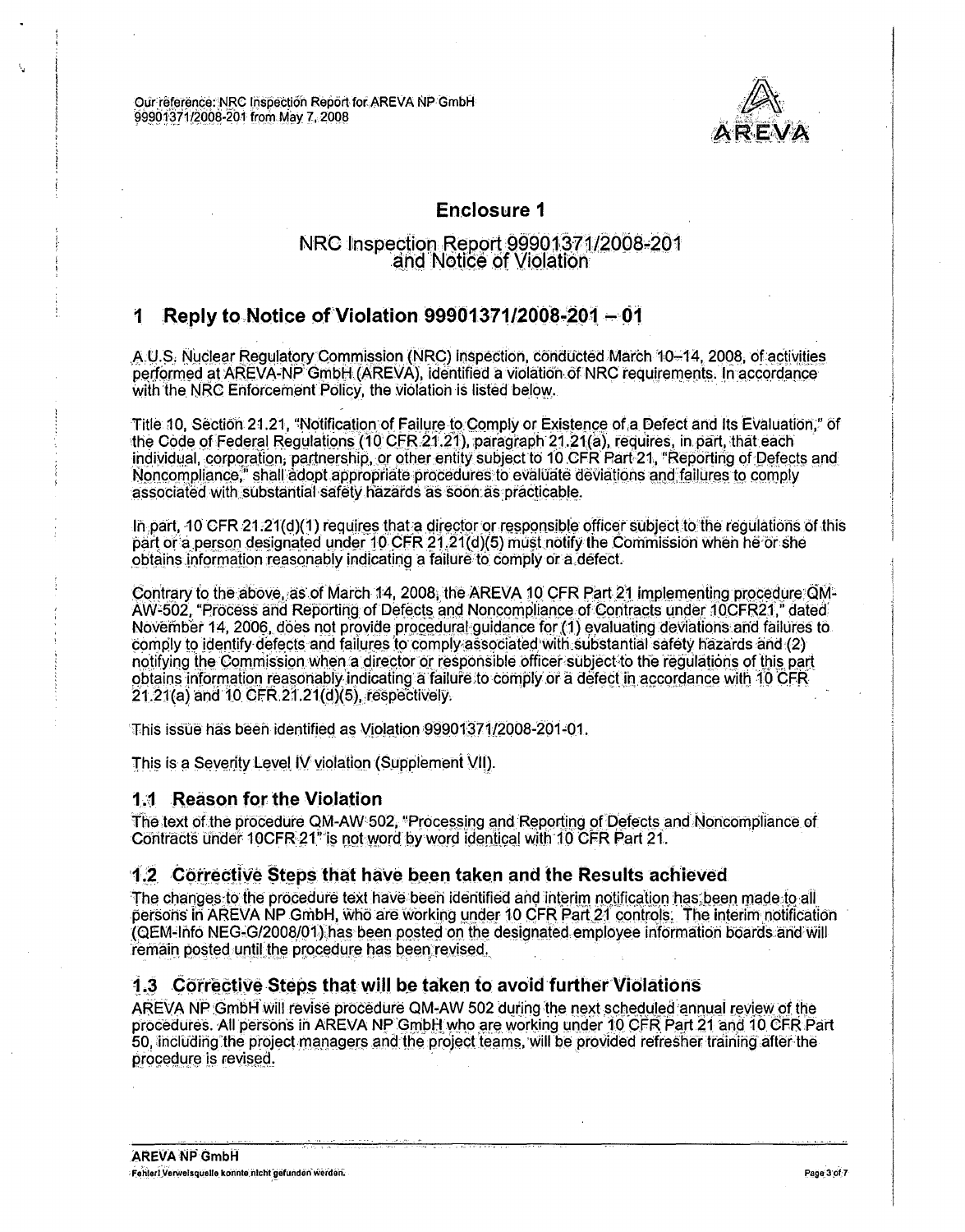Our reference: NRC Inspection Report for AREVA NP GmbH 99901371/2008-201 from May 7, 2008

## Enclosure 1

### NRC Inspection Report 99901371/2008-201 and Notice of Violation

# 1 Reply to Notice of Violation 99901371/2008-201 – 01

A U.S. Nuclear Regulatory Commission (NRC) inspection, conducted March 10–14, 2008, of activities performed at AREVA-NP GmbH (AREVA), identified a violation of NRC requirements. In accordance with the NRC Enforcement Policy, the violation is listed below.

Title 10, Section 21.21, "Notification of Failure to Comply or Existence of a Defect and Its Evaluation," of the Code of Federal Regulations (10 CFR 21.21), paragraph 21.21(a), requires, in part, that each individual, corporation, partnership, or other entity subject to 10 CFR Part 21, "Reporting of Defects and Noncompliance," shall adopt appropriate procedures to evaluate deviations and failures to comply associated with substantial safety hazards as soon as practicable.

In part, 10 CFR 21.21(d)(1) requires that a director or responsible officer subject to the regulations of this part or a person designated under 10 CFR 21.21(d)(5) must notify the Commission when he or she obtains information reasonably indicating a failure to comply or a defect.

Contrary to the above, as of March 14, 2008, the AREVA 10 CFR Part 21 implementing procedure QM-AW-502, "Process and Reporting of Defects and Noncompliance of Contracts under 10CFR21," dated November 14, 2006, does not provide procedural guidance for (1) evaluating deviations and failures to comply to identify defects and failures to comply associated with substantial safety hazards and (2) notifying the Commission when a director or responsible officer subject to the regulations of this part obtains information reasonably indicating a failure to comply or a defect in accordance with 10 CFR 21.21(a) and 10 CFR 21.21(d)(5), respectively.

This issue has been identified as Violation 99901371/2008-201-01.

This is a Severity Level IV violation (Supplement VII).

## 1.1 Reason for the Violation

The text of the procedure QM-AW 502, "Processing and Reporting of Defects and Noncompliance of Contracts under 10CFR 21" is not word by word identical with 10 CFR Part 21.

## 1.2 Corrective Steps that have been taken and the Results achieved

The changes to the procedure text have been identified and interim notification has been made to all persons in AREVA NP GmbH, who are working under 10 CFR Part 21 controls. The interim notification (QEM-Info NEG-G/2008/01) has been posted on the designated employee information boards and will remain posted until the procedure has been revised.

## 1.3 Corrective Steps that will be taken to avoid further Violations

AREVA NP GmbH will revise procedure QM-AW 502 during the next scheduled annual review of the procedures. All persons in AREVA NP GmbH who are working under 10 CFR Part 21 and 10 CFR Part 50, including the project managers and the project teams, will be provided refresher training after the procedure is revised.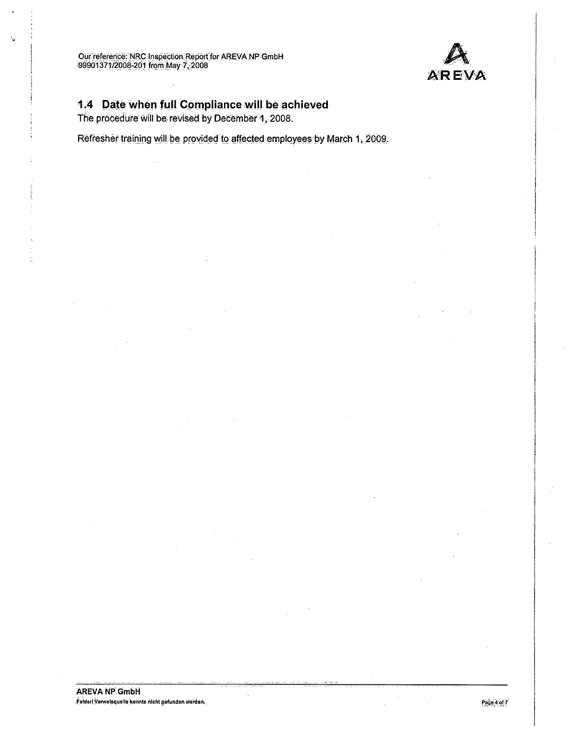## 1.4 Date when full Compliance will be achieved

The procedure will be revised by December 1, 2008.

Refresher training will be provided to affected employees by March 1, 2009.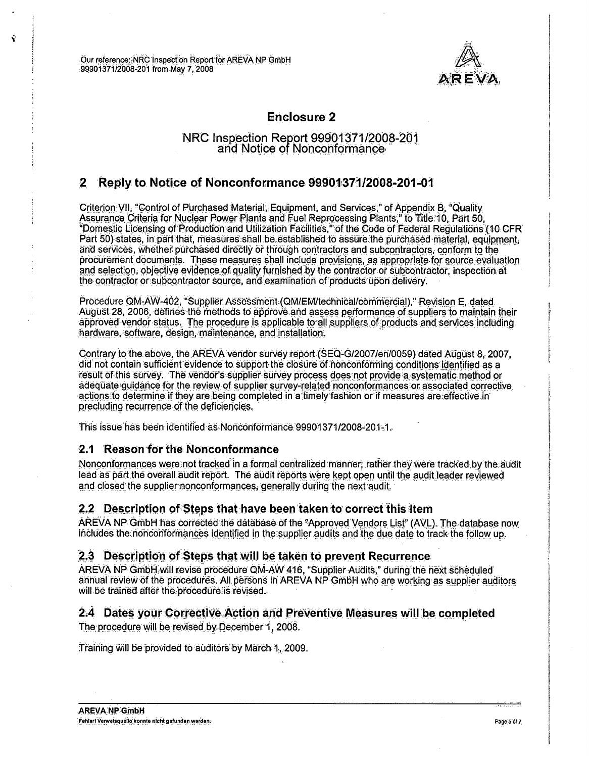Our reference: NRC Inspection Report for AREVA NP GmbH
99901371/2008-201 from May 7, 2008

# Enclosure 2

## NRC Inspection Report 99901371/2008-201 and Notice of Nonconformance

## 2 Reply to Notice of Nonconformance 99901371/2008-201-01

Criterion VII, "Control of Purchased Material, Equipment, and Services," of Appendix B, "Quality Assurance Criteria for Nuclear Power Plants and Fuel Reprocessing Plants," to Title 10, Part 50, "Domestic Licensing of Production and Utilization Facilities," of the Code of Federal Regulations (10 CFR Part 50) states, in part that, measures shall be established to assure the purchased material, equipment, and services, whether purchased directly or through contractors and subcontractors, conform to the procurement documents. These measures shall include provisions, as appropriate for source evaluation and selection, objective evidence of quality furnished by the contractor or subcontractor, inspection at the contractor or subcontractor source, and examination of products upon delivery.

Procedure QM-AW-402, "Supplier Assessment (QM/EM/technical/commercial)," Revision E, dated August 28, 2006, defines the methods to approve and assess performance of suppliers to maintain their approved vendor status. The procedure is applicable to all suppliers of products and services including hardware, software, design, maintenance, and installation.

Contrary to the above, the AREVA vendor survey report (SEQ-G/2007/en/0059) dated August 8, 2007, did not contain sufficient evidence to support the closure of nonconforming conditions identified as a result of this survey. The vendor's supplier survey process does not provide a systematic method or adequate guidance for the review of supplier survey-related nonconformances or associated corrective actions to determine if they are being completed in a timely fashion or if measures are effective in precluding recurrence of the deficiencies.

This issue has been identified as Nonconformance 99901371/2008-201-1.

### 2.1 Reason for the Nonconformance

Nonconformances were not tracked in a formal centralized manner; rather they were tracked by the audit lead as part the overall audit report. The audit reports were kept open until the audit leader reviewed and closed the supplier nonconformances, generally during the next audit.

### 2.2 Description of Steps that have been taken to correct this Item

AREVA NP GmbH has corrected the database of the "Approved Vendors List" (AVL). The database now includes the nonconformances identified in the supplier audits and the due date to track the follow up.

### 2.3 Description of Steps that will be taken to prevent Recurrence

AREVA NP GmbH will revise procedure QM-AW 416, "Supplier Audits," during the next scheduled annual review of the procedures. All persons in AREVA NP GmbH who are working as supplier auditors will be trained after the procedure is revised.

### 2.4 Dates your Corrective Action and Preventive Measures will be completed

The procedure will be revised by December 1, 2008.

Training will be provided to auditors by March 1, 2009.

AREVA NP GmbH
Fehler! Verweisquelle konnte nicht gefunden werden.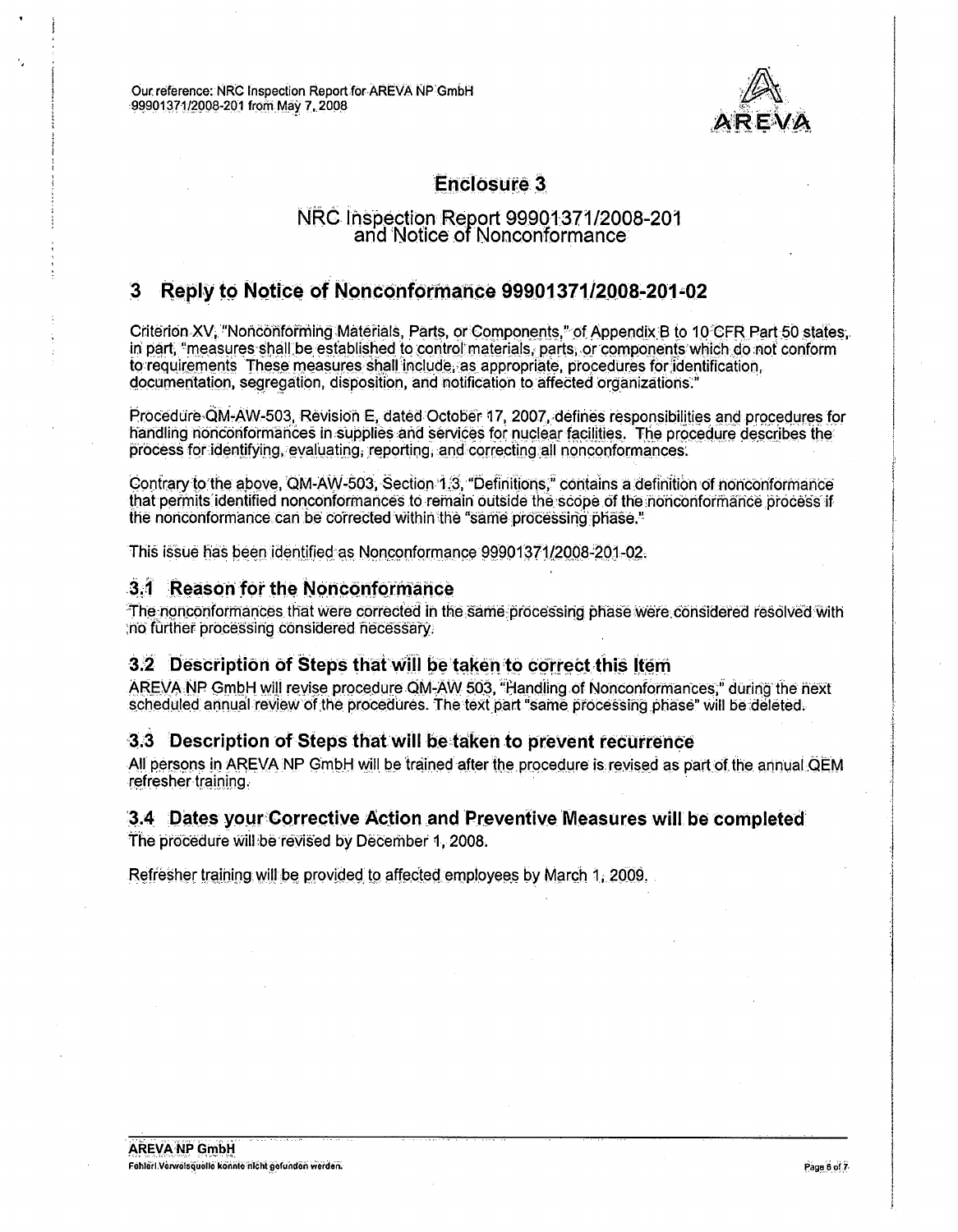## Enclosure 3

### NRC Inspection Report 99901371/2008-201 and Notice of Nonconformance

## 3 Reply to Notice of Nonconformance 99901371/2008-201-02

Criterion XV, "Nonconforming Materials, Parts, or Components," of Appendix B to 10 CFR Part 50 states, in part, "measures shall be established to control materials, parts, or components which do not conform to requirements These measures shall include, as appropriate, procedures for identification, documentation, segregation, disposition, and notification to affected organizations."

Procedure QM-AW-503, Revision E, dated October 17, 2007, defines responsibilities and procedures for handling nonconformances in supplies and services for nuclear facilities. The procedure describes the process for identifying, evaluating, reporting, and correcting all nonconformances.

Contrary to the above, QM-AW-503, Section 1.3, "Definitions," contains a definition of nonconformance that permits identified nonconformances to remain outside the scope of the nonconformance process if the nonconformance can be corrected within the "same processing phase."

This issue has been identified as Nonconformance 99901371/2008-201-02.

### 3.1 Reason for the Nonconformance

The nonconformances that were corrected in the same processing phase were considered resolved with no further processing considered necessary.

### 3.2 Description of Steps that will be taken to correct this Item

AREVA NP GmbH will revise procedure QM-AW 503, "Handling of Nonconformances," during the next scheduled annual review of the procedures. The text part "same processing phase" will be deleted.

### 3.3 Description of Steps that will be taken to prevent recurrence

All persons in AREVA NP GmbH will be trained after the procedure is revised as part of the annual QEM refresher training.

### 3.4 Dates your Corrective Action and Preventive Measures will be completed

The procedure will be revised by December 1, 2008.

Refresher training will be provided to affected employees by March 1, 2009.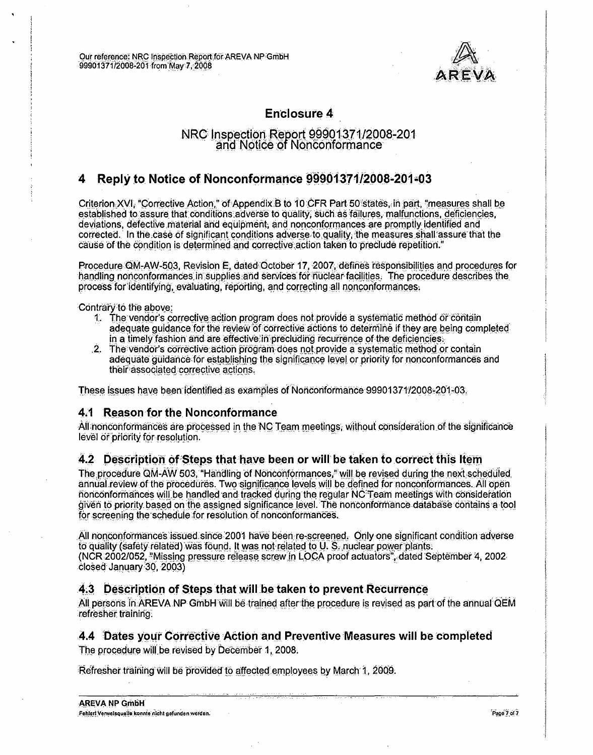## Enclosure 4

### NRC Inspection Report 99901371/2008-201 and Notice of Nonconformance

## 4 Reply to Notice of Nonconformance 99901371/2008-201-03

Criterion XVI, "Corrective Action," of Appendix B to 10 CFR Part 50 states, in part, "measures shall be established to assure that conditions adverse to quality, such as failures, malfunctions, deficiencies, deviations, defective material and equipment, and nonconformances are promptly identified and corrected. In the case of significant conditions adverse to quality, the measures shall assure that the cause of the condition is determined and corrective action taken to preclude repetition."

Procedure QM-AW-503, Revision E, dated October 17, 2007, defines responsibilities and procedures for handling nonconformances in supplies and services for nuclear facilities. The procedure describes the process for identifying, evaluating, reporting, and correcting all nonconformances.

Contrary to the above:

1. The vendor's corrective action program does not provide a systematic method or contain adequate guidance for the review of corrective actions to determine if they are being completed in a timely fashion and are effective in precluding recurrence of the deficiencies.
2. The vendor's corrective action program does not provide a systematic method or contain adequate guidance for establishing the significance level or priority for nonconformances and their associated corrective actions.

These issues have been identified as examples of Nonconformance 99901371/2008-201-03.

### 4.1 Reason for the Nonconformance

All nonconformances are processed in the NC Team meetings, without consideration of the significance level or priority for resolution.

### 4.2 Description of Steps that have been or will be taken to correct this Item

The procedure QM-AW 503, "Handling of Nonconformances," will be revised during the next scheduled annual review of the procedures. Two significance levels will be defined for nonconformances. All open nonconformances will be handled and tracked during the regular NC Team meetings with consideration given to priority based on the assigned significance level. The nonconformance database contains a tool for screening the schedule for resolution of nonconformances.

All nonconformances issued since 2001 have been re-screened. Only one significant condition adverse to quality (safety related) was found. It was not related to U. S. nuclear power plants.
(NCR 2002/052, "Missing pressure release screw in LOCA proof actuators", dated September 4, 2002 closed January 30, 2003)

### 4.3 Description of Steps that will be taken to prevent Recurrence

All persons in AREVA NP GmbH will be trained after the procedure is revised as part of the annual QEM refresher training.

### 4.4 Dates your Corrective Action and Preventive Measures will be completed

The procedure will be revised by December 1, 2008.

Refresher training will be provided to affected employees by March 1, 2009.